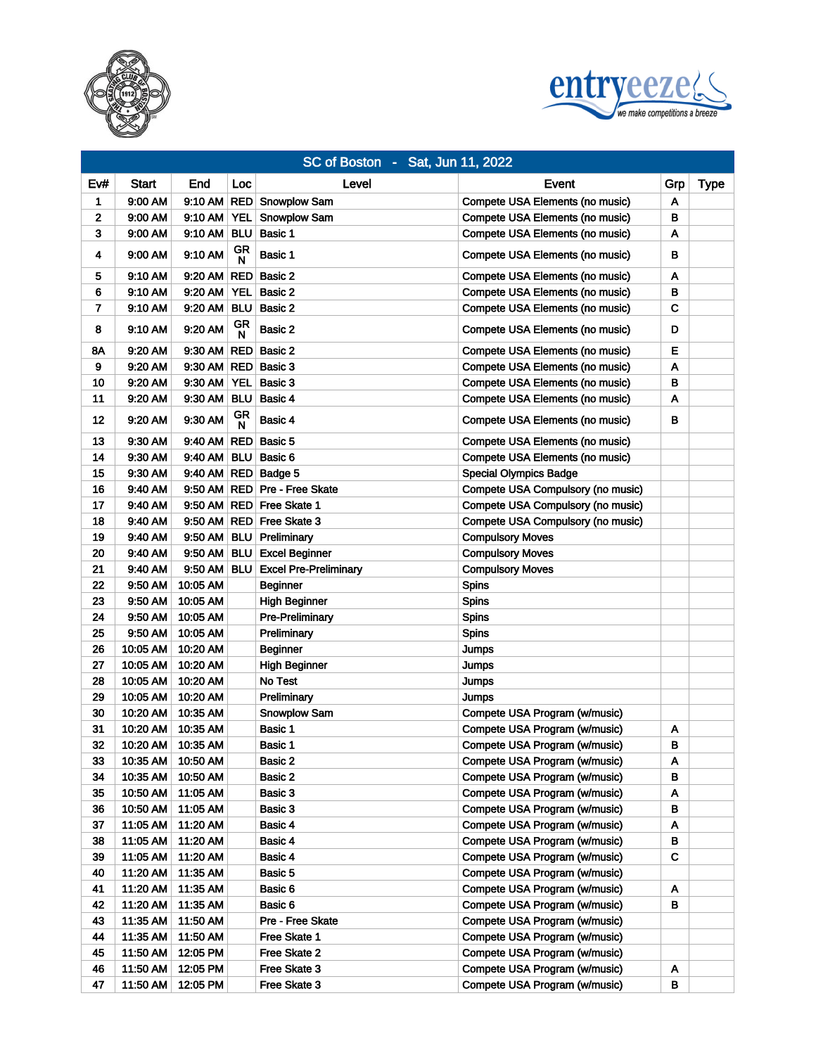| SC of Boston - Sat, Jun 11, 2022 | | | | | | | |
|---|---|---|---|---|---|---|---|
| Ev# | Start | End | Loc | Level | Event | Grp | Type |
| 1 | 9:00 AM | 9:10 AM | RED | Snowplow Sam | Compete USA Elements (no music) | A | |
| 2 | 9:00 AM | 9:10 AM | YEL | Snowplow Sam | Compete USA Elements (no music) | B | |
| 3 | 9:00 AM | 9:10 AM | BLU | Basic 1 | Compete USA Elements (no music) | A | |
| 4 | 9:00 AM | 9:10 AM | GRN | Basic 1 | Compete USA Elements (no music) | B | |
| 5 | 9:10 AM | 9:20 AM | RED | Basic 2 | Compete USA Elements (no music) | A | |
| 6 | 9:10 AM | 9:20 AM | YEL | Basic 2 | Compete USA Elements (no music) | B | |
| 7 | 9:10 AM | 9:20 AM | BLU | Basic 2 | Compete USA Elements (no music) | C | |
| 8 | 9:10 AM | 9:20 AM | GRN | Basic 2 | Compete USA Elements (no music) | D | |
| 8A | 9:20 AM | 9:30 AM | RED | Basic 2 | Compete USA Elements (no music) | E | |
| 9 | 9:20 AM | 9:30 AM | RED | Basic 3 | Compete USA Elements (no music) | A | |
| 10 | 9:20 AM | 9:30 AM | YEL | Basic 3 | Compete USA Elements (no music) | B | |
| 11 | 9:20 AM | 9:30 AM | BLU | Basic 4 | Compete USA Elements (no music) | A | |
| 12 | 9:20 AM | 9:30 AM | GRN | Basic 4 | Compete USA Elements (no music) | B | |
| 13 | 9:30 AM | 9:40 AM | RED | Basic 5 | Compete USA Elements (no music) | | |
| 14 | 9:30 AM | 9:40 AM | BLU | Basic 6 | Compete USA Elements (no music) | | |
| 15 | 9:30 AM | 9:40 AM | RED | Badge 5 | Special Olympics Badge | | |
| 16 | 9:40 AM | 9:50 AM | RED | Pre - Free Skate | Compete USA Compulsory (no music) | | |
| 17 | 9:40 AM | 9:50 AM | RED | Free Skate 1 | Compete USA Compulsory (no music) | | |
| 18 | 9:40 AM | 9:50 AM | RED | Free Skate 3 | Compete USA Compulsory (no music) | | |
| 19 | 9:40 AM | 9:50 AM | BLU | Preliminary | Compulsory Moves | | |
| 20 | 9:40 AM | 9:50 AM | BLU | Excel Beginner | Compulsory Moves | | |
| 21 | 9:40 AM | 9:50 AM | BLU | Excel Pre-Preliminary | Compulsory Moves | | |
| 22 | 9:50 AM | 10:05 AM | | Beginner | Spins | | |
| 23 | 9:50 AM | 10:05 AM | | High Beginner | Spins | | |
| 24 | 9:50 AM | 10:05 AM | | Pre-Preliminary | Spins | | |
| 25 | 9:50 AM | 10:05 AM | | Preliminary | Spins | | |
| 26 | 10:05 AM | 10:20 AM | | Beginner | Jumps | | |
| 27 | 10:05 AM | 10:20 AM | | High Beginner | Jumps | | |
| 28 | 10:05 AM | 10:20 AM | | No Test | Jumps | | |
| 29 | 10:05 AM | 10:20 AM | | Preliminary | Jumps | | |
| 30 | 10:20 AM | 10:35 AM | | Snowplow Sam | Compete USA Program (w/music) | | |
| 31 | 10:20 AM | 10:35 AM | | Basic 1 | Compete USA Program (w/music) | A | |
| 32 | 10:20 AM | 10:35 AM | | Basic 1 | Compete USA Program (w/music) | B | |
| 33 | 10:35 AM | 10:50 AM | | Basic 2 | Compete USA Program (w/music) | A | |
| 34 | 10:35 AM | 10:50 AM | | Basic 2 | Compete USA Program (w/music) | B | |
| 35 | 10:50 AM | 11:05 AM | | Basic 3 | Compete USA Program (w/music) | A | |
| 36 | 10:50 AM | 11:05 AM | | Basic 3 | Compete USA Program (w/music) | B | |
| 37 | 11:05 AM | 11:20 AM | | Basic 4 | Compete USA Program (w/music) | A | |
| 38 | 11:05 AM | 11:20 AM | | Basic 4 | Compete USA Program (w/music) | B | |
| 39 | 11:05 AM | 11:20 AM | | Basic 4 | Compete USA Program (w/music) | C | |
| 40 | 11:20 AM | 11:35 AM | | Basic 5 | Compete USA Program (w/music) | | |
| 41 | 11:20 AM | 11:35 AM | | Basic 6 | Compete USA Program (w/music) | A | |
| 42 | 11:20 AM | 11:35 AM | | Basic 6 | Compete USA Program (w/music) | B | |
| 43 | 11:35 AM | 11:50 AM | | Pre - Free Skate | Compete USA Program (w/music) | | |
| 44 | 11:35 AM | 11:50 AM | | Free Skate 1 | Compete USA Program (w/music) | | |
| 45 | 11:50 AM | 12:05 PM | | Free Skate 2 | Compete USA Program (w/music) | | |
| 46 | 11:50 AM | 12:05 PM | | Free Skate 3 | Compete USA Program (w/music) | A | |
| 47 | 11:50 AM | 12:05 PM | | Free Skate 3 | Compete USA Program (w/music) | B | |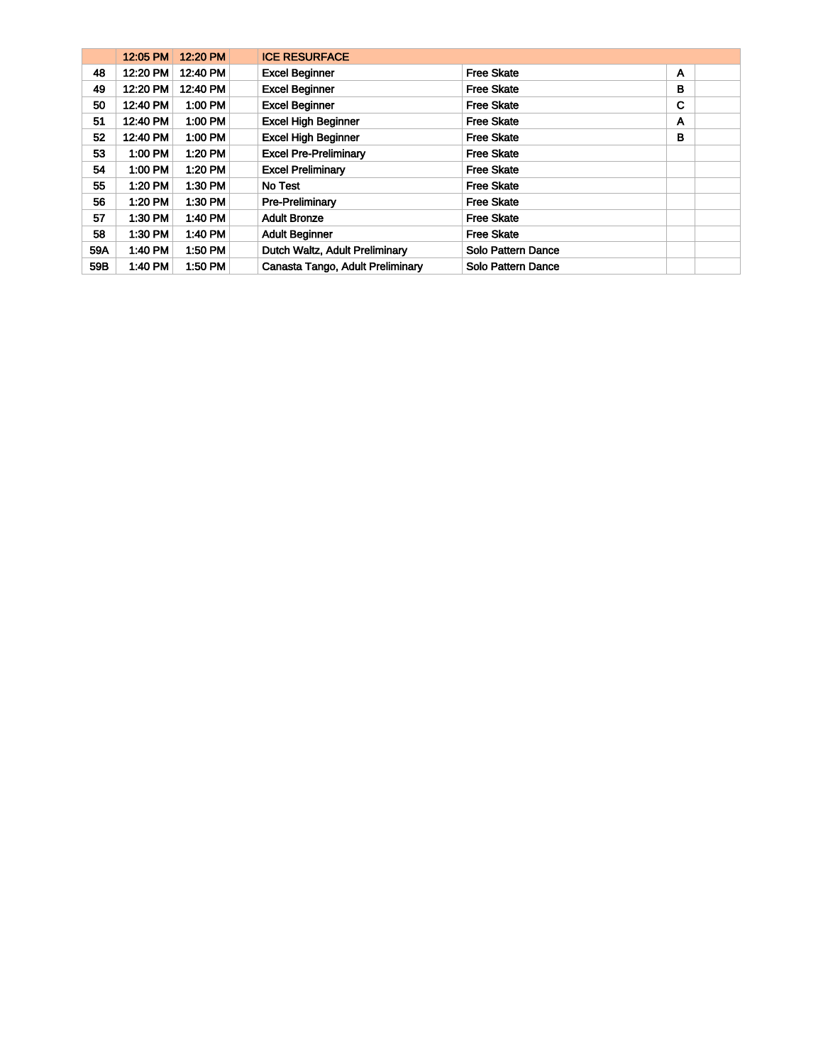| | | | | | | | |
|---|---|---|---|---|---|---|---|
| | 12:05 PM | 12:20 PM | | ICE RESURFACE | | | |
| 48 | 12:20 PM | 12:40 PM | | Excel Beginner | Free Skate | A | |
| 49 | 12:20 PM | 12:40 PM | | Excel Beginner | Free Skate | B | |
| 50 | 12:40 PM | 1:00 PM | | Excel Beginner | Free Skate | C | |
| 51 | 12:40 PM | 1:00 PM | | Excel High Beginner | Free Skate | A | |
| 52 | 12:40 PM | 1:00 PM | | Excel High Beginner | Free Skate | B | |
| 53 | 1:00 PM | 1:20 PM | | Excel Pre-Preliminary | Free Skate | | |
| 54 | 1:00 PM | 1:20 PM | | Excel Preliminary | Free Skate | | |
| 55 | 1:20 PM | 1:30 PM | | No Test | Free Skate | | |
| 56 | 1:20 PM | 1:30 PM | | Pre-Preliminary | Free Skate | | |
| 57 | 1:30 PM | 1:40 PM | | Adult Bronze | Free Skate | | |
| 58 | 1:30 PM | 1:40 PM | | Adult Beginner | Free Skate | | |
| 59A | 1:40 PM | 1:50 PM | | Dutch Waltz, Adult Preliminary | Solo Pattern Dance | | |
| 59B | 1:40 PM | 1:50 PM | | Canasta Tango, Adult Preliminary | Solo Pattern Dance | | |